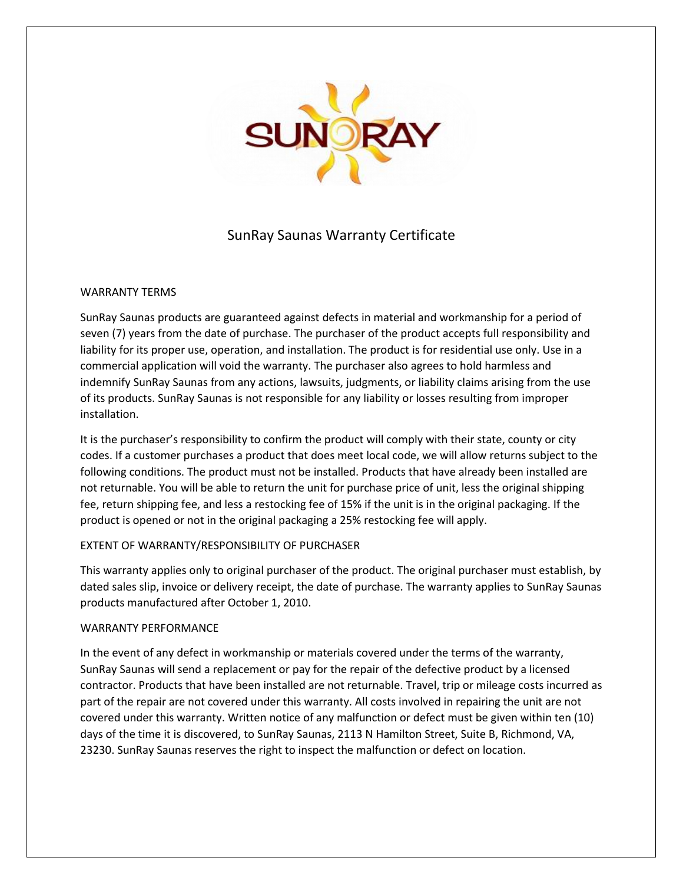SUNRAY

# SunRay Saunas Warranty Certificate

## WARRANTY TERMS

SunRay Saunas products are guaranteed against defects in material and workmanship for a period of seven (7) years from the date of purchase. The purchaser of the product accepts full responsibility and liability for its proper use, operation, and installation. The product is for residential use only. Use in a commercial application will void the warranty. The purchaser also agrees to hold harmless and indemnify SunRay Saunas from any actions, lawsuits, judgments, or liability claims arising from the use of its products. SunRay Saunas is not responsible for any liability or losses resulting from improper installation.

It is the purchaser's responsibility to confirm the product will comply with their state, county or city codes. If a customer purchases a product that does meet local code, we will allow returns subject to the following conditions. The product must not be installed. Products that have already been installed are not returnable. You will be able to return the unit for purchase price of unit, less the original shipping fee, return shipping fee, and less a restocking fee of 15% if the unit is in the original packaging. If the product is opened or not in the original packaging a 25% restocking fee will apply.

## EXTENT OF WARRANTY/RESPONSIBILITY OF PURCHASER

This warranty applies only to original purchaser of the product. The original purchaser must establish, by dated sales slip, invoice or delivery receipt, the date of purchase. The warranty applies to SunRay Saunas products manufactured after October 1, 2010.

## WARRANTY PERFORMANCE

In the event of any defect in workmanship or materials covered under the terms of the warranty, SunRay Saunas will send a replacement or pay for the repair of the defective product by a licensed contractor. Products that have been installed are not returnable. Travel, trip or mileage costs incurred as part of the repair are not covered under this warranty. All costs involved in repairing the unit are not covered under this warranty. Written notice of any malfunction or defect must be given within ten (10) days of the time it is discovered, to SunRay Saunas, 2113 N Hamilton Street, Suite B, Richmond, VA, 23230. SunRay Saunas reserves the right to inspect the malfunction or defect on location.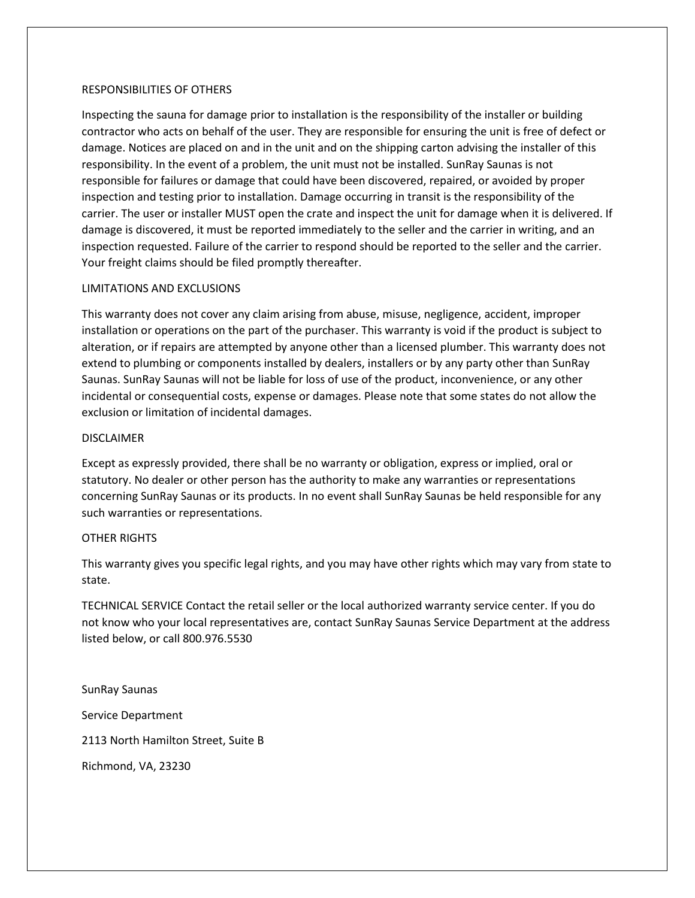## RESPONSIBILITIES OF OTHERS

Inspecting the sauna for damage prior to installation is the responsibility of the installer or building contractor who acts on behalf of the user. They are responsible for ensuring the unit is free of defect or damage. Notices are placed on and in the unit and on the shipping carton advising the installer of this responsibility. In the event of a problem, the unit must not be installed. SunRay Saunas is not responsible for failures or damage that could have been discovered, repaired, or avoided by proper inspection and testing prior to installation. Damage occurring in transit is the responsibility of the carrier. The user or installer MUST open the crate and inspect the unit for damage when it is delivered. If damage is discovered, it must be reported immediately to the seller and the carrier in writing, and an inspection requested. Failure of the carrier to respond should be reported to the seller and the carrier. Your freight claims should be filed promptly thereafter.

## LIMITATIONS AND EXCLUSIONS

This warranty does not cover any claim arising from abuse, misuse, negligence, accident, improper installation or operations on the part of the purchaser. This warranty is void if the product is subject to alteration, or if repairs are attempted by anyone other than a licensed plumber. This warranty does not extend to plumbing or components installed by dealers, installers or by any party other than SunRay Saunas. SunRay Saunas will not be liable for loss of use of the product, inconvenience, or any other incidental or consequential costs, expense or damages. Please note that some states do not allow the exclusion or limitation of incidental damages.

## DISCLAIMER

Except as expressly provided, there shall be no warranty or obligation, express or implied, oral or statutory. No dealer or other person has the authority to make any warranties or representations concerning SunRay Saunas or its products. In no event shall SunRay Saunas be held responsible for any such warranties or representations.

## OTHER RIGHTS

This warranty gives you specific legal rights, and you may have other rights which may vary from state to state.

TECHNICAL SERVICE Contact the retail seller or the local authorized warranty service center. If you do not know who your local representatives are, contact SunRay Saunas Service Department at the address listed below, or call 800.976.5530

SunRay Saunas

Service Department

2113 North Hamilton Street, Suite B

Richmond, VA, 23230